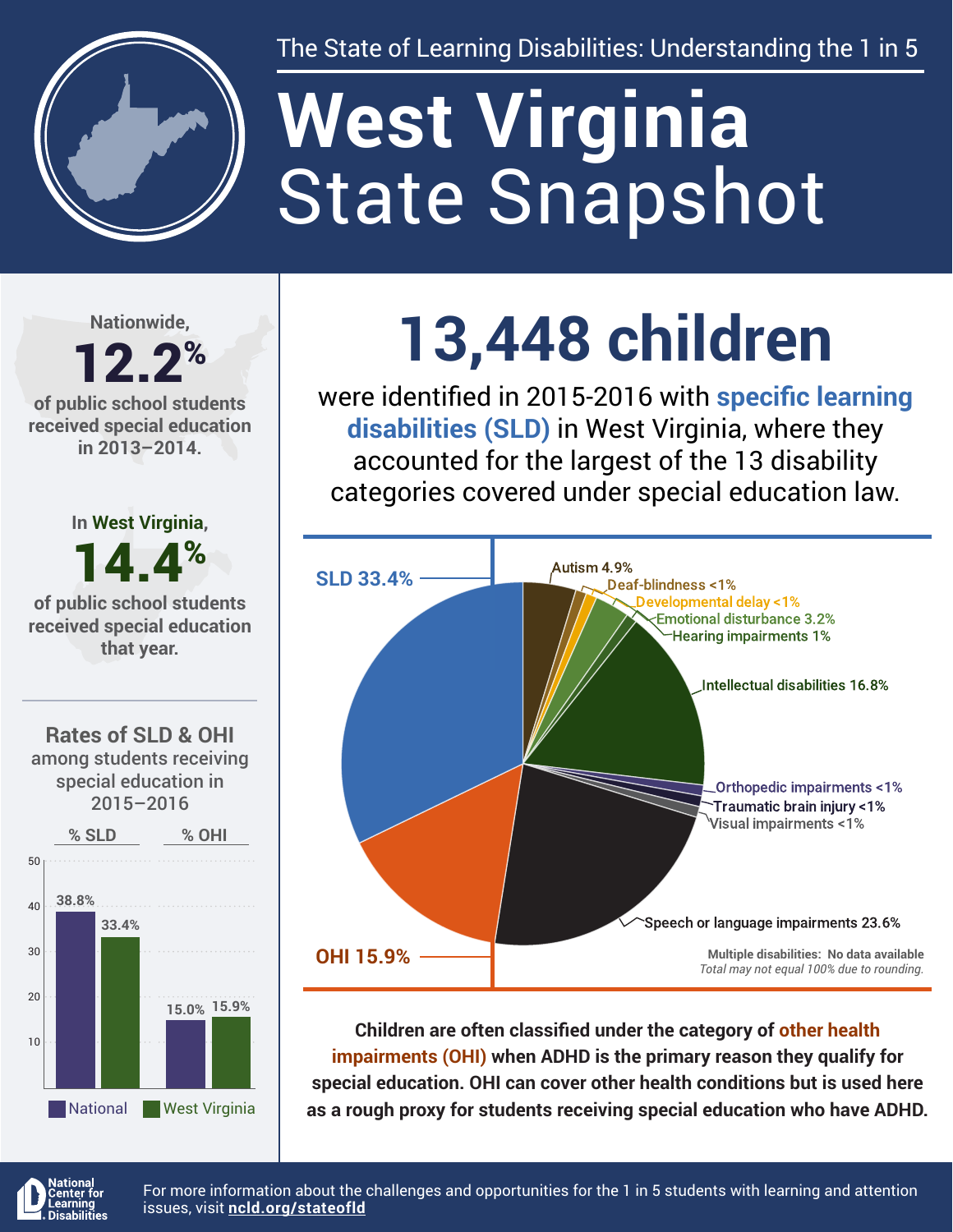The State of Learning Disabilities: Understanding the 1 in 5

# West Virginia State Snapshot

Nationwide,

**12.2%**

of public school students received special education in 2013–2014.

In West Virginia,

**14.4%**

of public school students received special education that year.

## 13,448 children

were identified in 2015-2016 with **specific learning disabilities (SLD)** in West Virginia, where they accounted for the largest of the 13 disability categories covered under special education law.

| Disability category | % |
| --- | --- |
| SLD | 33.4% |
| OHI | 15.9% |
| Autism | 4.9% |
| Deaf-blindness | <1% |
| Developmental delay | <1% |
| Emotional disturbance | 3.2% |
| Hearing impairments | 1% |
| Intellectual disabilities | 16.8% |
| Orthopedic impairments | <1% |
| Traumatic brain injury | <1% |
| Visual impairments | <1% |
| Speech or language impairments | 23.6% |

Multiple disabilities: No data available

*Total may not equal 100% due to rounding.*

### Rates of SLD & OHI among students receiving special education in 2015–2016

| | % SLD | % OHI |
| --- | --- | --- |
| National | 38.8% | 15.0% |
| West Virginia | 33.4% | 15.9% |

**Children are often classified under the category of other health impairments (OHI) when ADHD is the primary reason they qualify for special education. OHI can cover other health conditions but is used here as a rough proxy for students receiving special education who have ADHD.**

National Center for Learning Disabilities

For more information about the challenges and opportunities for the 1 in 5 students with learning and attention issues, visit **ncld.org/stateofld**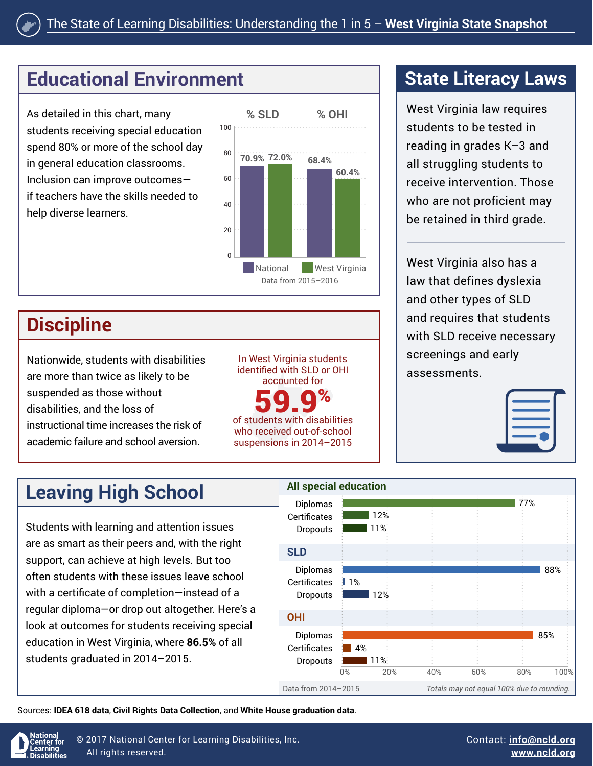# The State of Learning Disabilities: Understanding the 1 in 5 – **West Virginia State Snapshot**

## Educational Environment

As detailed in this chart, many students receiving special education spend 80% or more of the school day in general education classrooms. Inclusion can improve outcomes—if teachers have the skills needed to help diverse learners.

% SLD
% OHI

100
80
60
40
20
0

70.9%
72.0%
68.4%
60.4%

National
West Virginia

Data from 2015–2016

## State Literacy Laws

West Virginia law requires students to be tested in reading in grades K–3 and all struggling students to receive intervention. Those who are not proficient may be retained in third grade.

West Virginia also has a law that defines dyslexia and other types of SLD and requires that students with SLD receive necessary screenings and early assessments.

## Discipline

Nationwide, students with disabilities are more than twice as likely to be suspended as those without disabilities, and the loss of instructional time increases the risk of academic failure and school aversion.

In West Virginia students identified with SLD or OHI accounted for **59.9%** of students with disabilities who received out-of-school suspensions in 2014–2015

## Leaving High School

Students with learning and attention issues are as smart as their peers and, with the right support, can achieve at high levels. But too often students with these issues leave school with a certificate of completion—instead of a regular diploma—or drop out altogether. Here's a look at outcomes for students receiving special education in West Virginia, where **86.5%** of all students graduated in 2014–2015.

**All special education**

Diplomas 77%
Certificates 12%
Dropouts 11%

**SLD**

Diplomas 88%
Certificates 1%
Dropouts 12%

**OHI**

Diplomas 85%
Certificates 4%
Dropouts 11%

0% 20% 40% 60% 80% 100%

Data from 2014–2015

*Totals may not equal 100% due to rounding.*

Sources: **IDEA 618 data**, **Civil Rights Data Collection**, and **White House graduation data**.

National Center for Learning Disabilities

© 2017 National Center for Learning Disabilities, Inc. All rights reserved.

Contact: **info@ncld.org** **www.ncld.org**